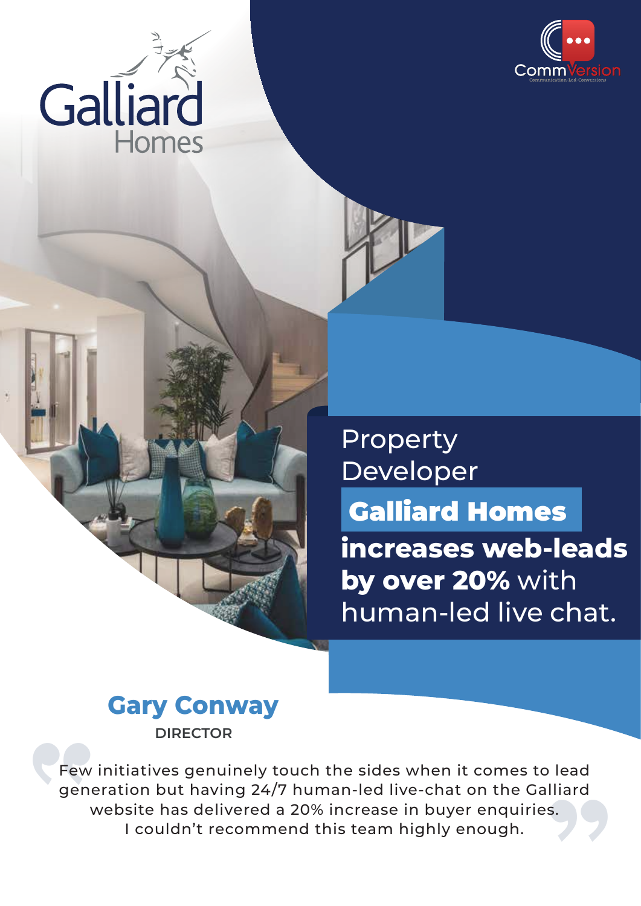Galliard Homes

CommVersion
Communication-Led-Conversions

# Property Developer **Galliard Homes** **increases web-leads by over 20%** with human-led live chat.

## Gary Conway

**DIRECTOR**

> Few initiatives genuinely touch the sides when it comes to lead generation but having 24/7 human-led live-chat on the Galliard website has delivered a 20% increase in buyer enquiries. I couldn't recommend this team highly enough.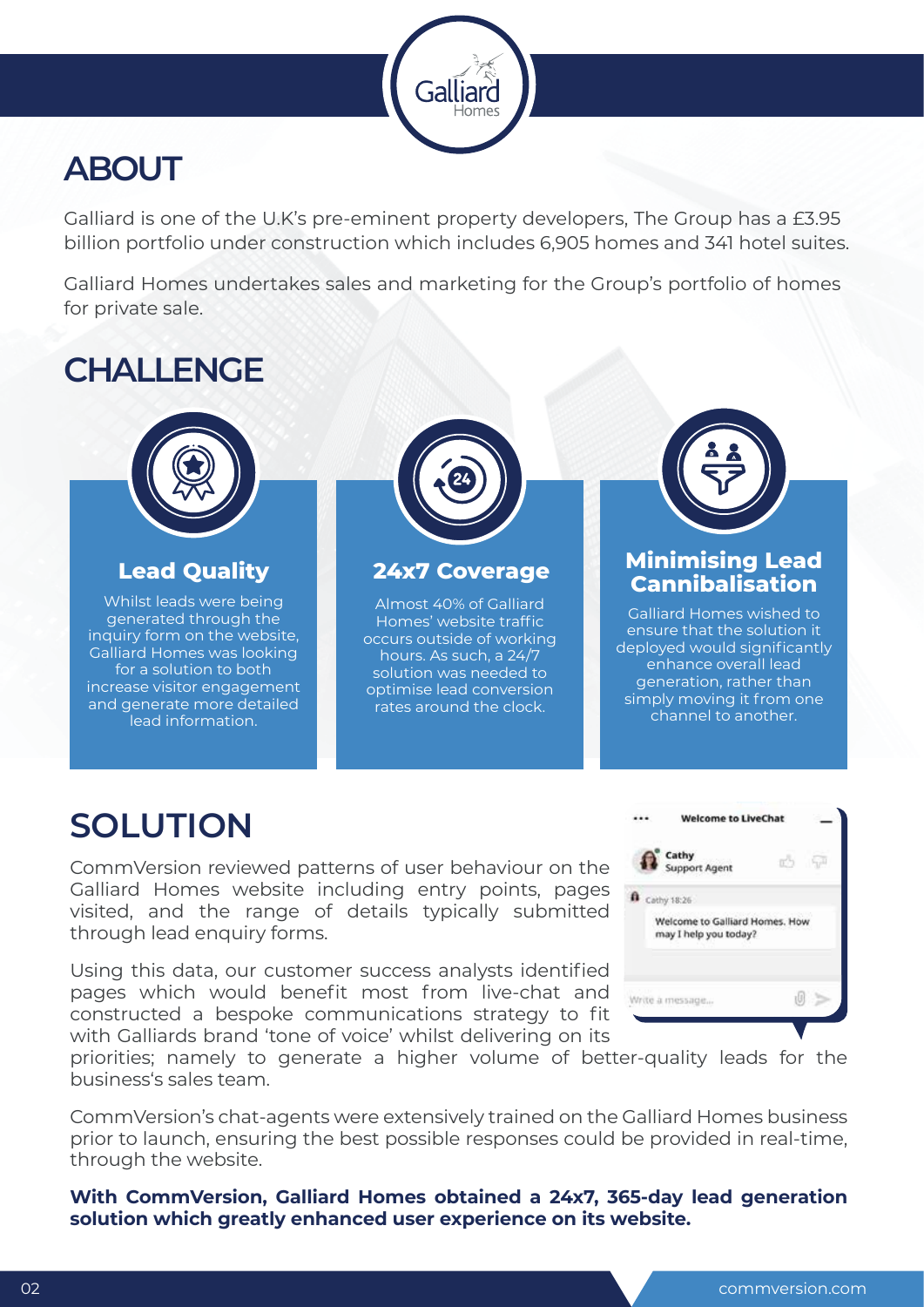## ABOUT

Galliard is one of the U.K's pre-eminent property developers, The Group has a £3.95 billion portfolio under construction which includes 6,905 homes and 341 hotel suites.

Galliard Homes undertakes sales and marketing for the Group's portfolio of homes for private sale.

## CHALLENGE

### Lead Quality

Whilst leads were being generated through the inquiry form on the website, Galliard Homes was looking for a solution to both increase visitor engagement and generate more detailed lead information.

### 24x7 Coverage

Almost 40% of Galliard Homes' website traffic occurs outside of working hours. As such, a 24/7 solution was needed to optimise lead conversion rates around the clock.

### Minimising Lead Cannibalisation

Galliard Homes wished to ensure that the solution it deployed would significantly enhance overall lead generation, rather than simply moving it from one channel to another.

## SOLUTION

CommVersion reviewed patterns of user behaviour on the Galliard Homes website including entry points, pages visited, and the range of details typically submitted through lead enquiry forms.

Using this data, our customer success analysts identified pages which would benefit most from live-chat and constructed a bespoke communications strategy to fit with Galliards brand 'tone of voice' whilst delivering on its priorities; namely to generate a higher volume of better-quality leads for the business's sales team.

CommVersion's chat-agents were extensively trained on the Galliard Homes business prior to launch, ensuring the best possible responses could be provided in real-time, through the website.

**With CommVersion, Galliard Homes obtained a 24x7, 365-day lead generation solution which greatly enhanced user experience on its website.**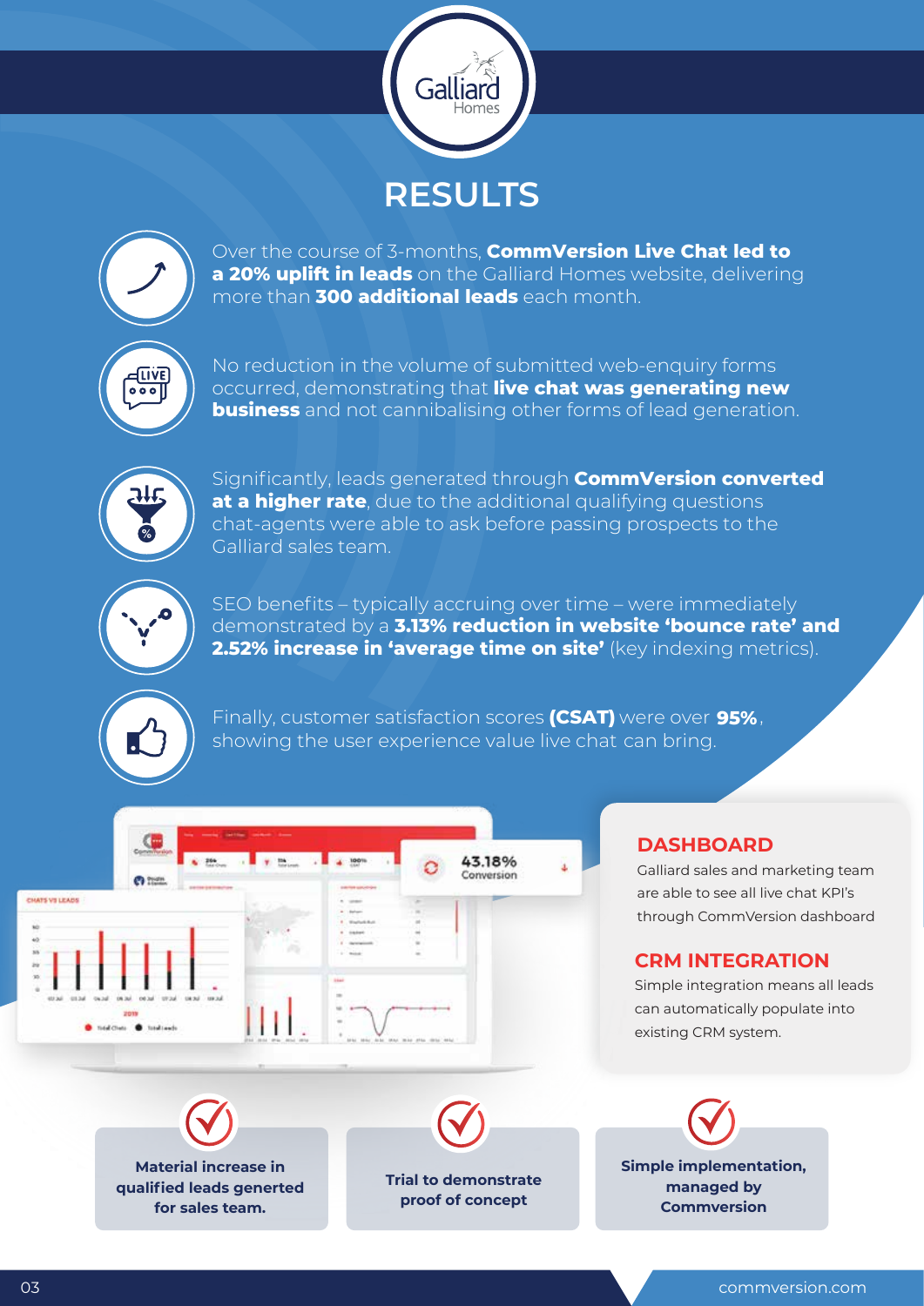Galliard Homes

# RESULTS

Over the course of 3-months, **CommVersion Live Chat led to a 20% uplift in leads** on the Galliard Homes website, delivering more than **300 additional leads** each month.

No reduction in the volume of submitted web-enquiry forms occurred, demonstrating that **live chat was generating new business** and not cannibalising other forms of lead generation.

Significantly, leads generated through **CommVersion converted at a higher rate**, due to the additional qualifying questions chat-agents were able to ask before passing prospects to the Galliard sales team.

SEO benefits – typically accruing over time – were immediately demonstrated by a **3.13% reduction in website 'bounce rate' and 2.52% increase in 'average time on site'** (key indexing metrics).

Finally, customer satisfaction scores **(CSAT)** were over **95%**, showing the user experience value live chat can bring.

## DASHBOARD

Galliard sales and marketing team are able to see all live chat KPI's through CommVersion dashboard

## CRM INTEGRATION

Simple integration means all leads can automatically populate into existing CRM system.

- **Material increase in qualified leads generted for sales team.**
- **Trial to demonstrate proof of concept**
- **Simple implementation, managed by Commversion**

commversion.com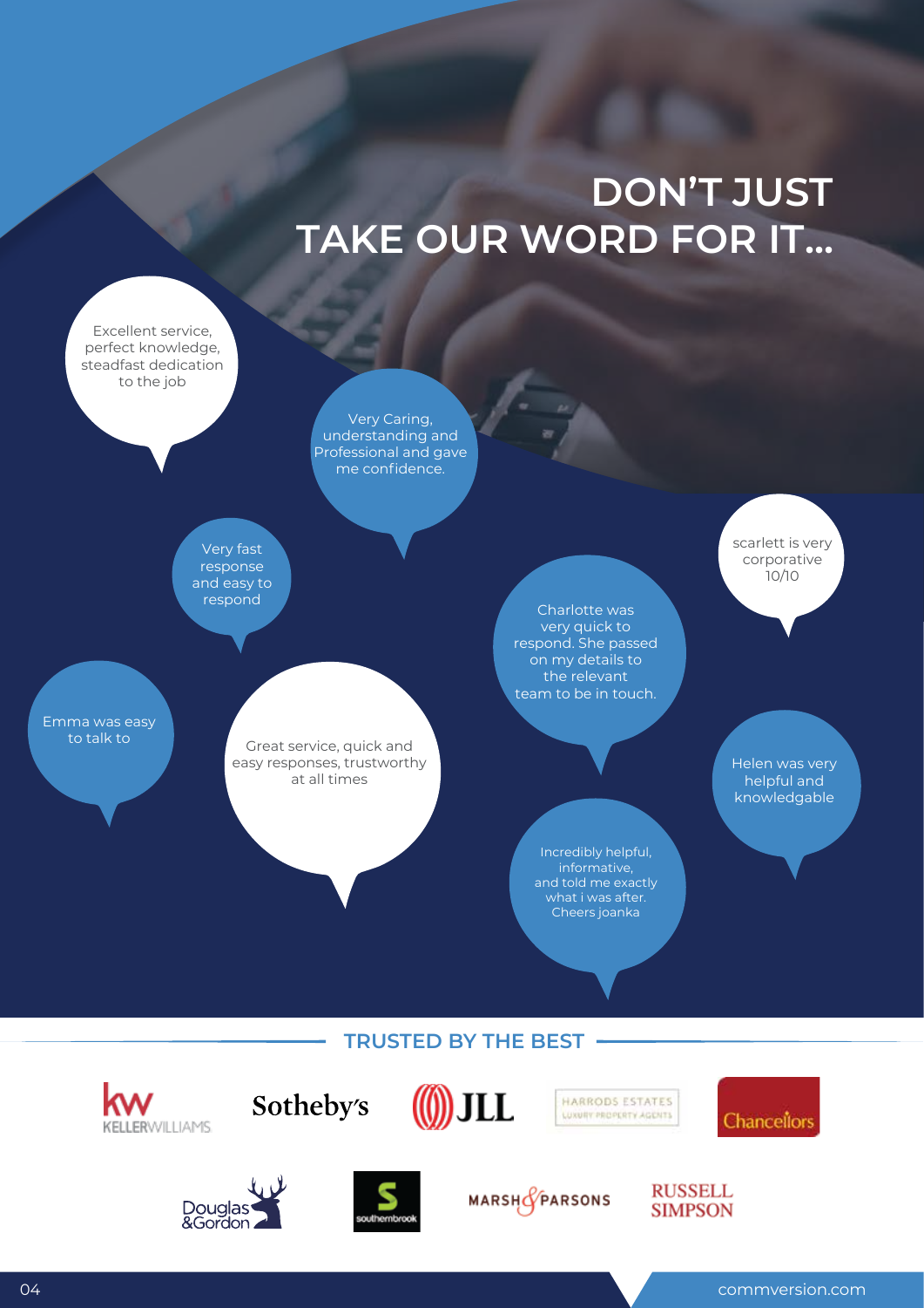# DON'T JUST TAKE OUR WORD FOR IT...

Excellent service, perfect knowledge, steadfast dedication to the job

Very Caring, understanding and Professional and gave me confidence.

Very fast response and easy to respond

scarlett is very corporative 10/10

Charlotte was very quick to respond. She passed on my details to the relevant team to be in touch.

Emma was easy to talk to

Great service, quick and easy responses, trustworthy at all times

Helen was very helpful and knowledgable

Incredibly helpful, informative, and told me exactly what i was after. Cheers joanka

## TRUSTED BY THE BEST

KELLERWILLIAMS

Sotheby's

JLL

HARRODS ESTATES LUXURY PROPERTY AGENTS

Chancellors

Douglas &Gordon

southernbrook

MARSH & PARSONS

RUSSELL SIMPSON

commversion.com